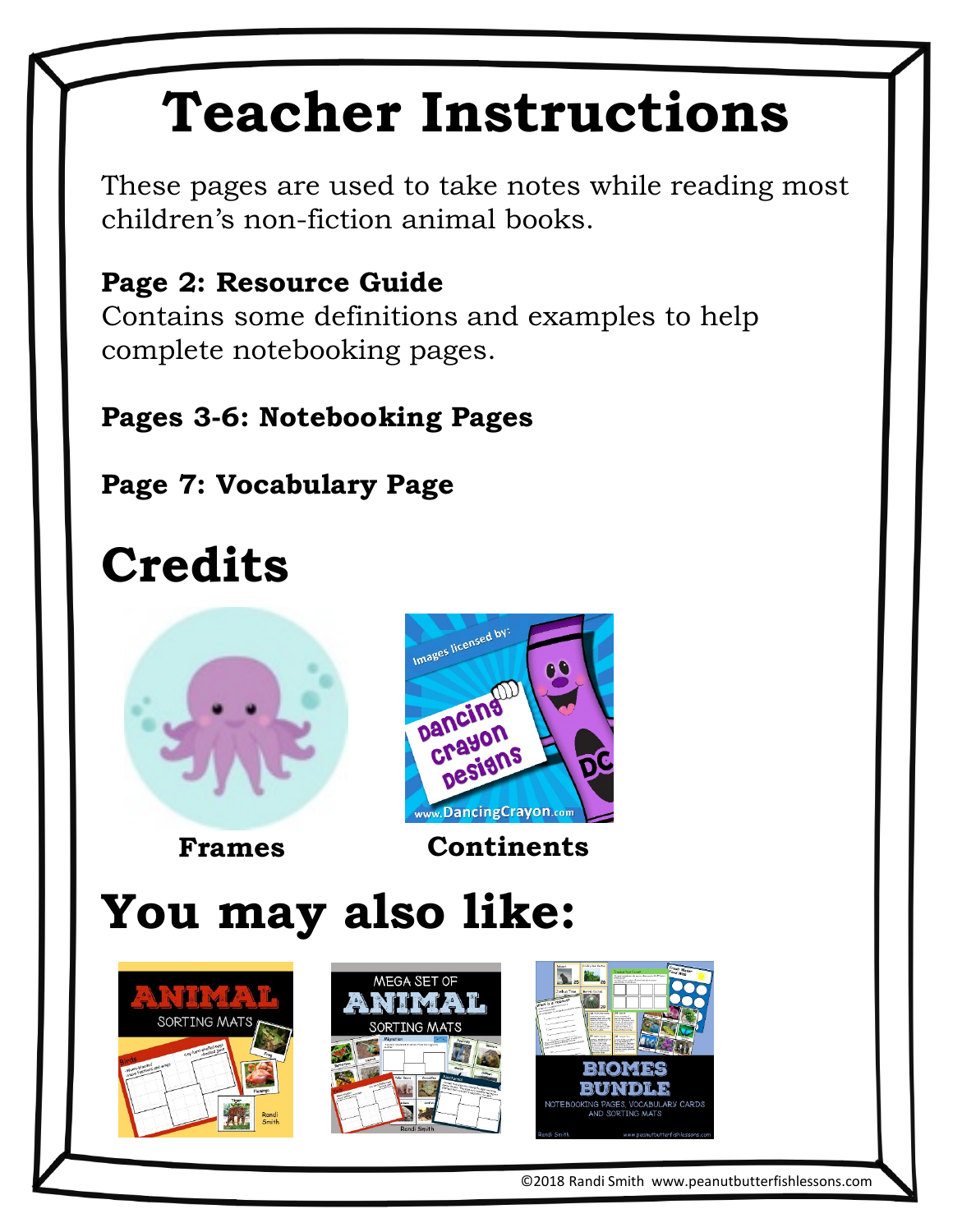# Teacher Instructions

These pages are used to take notes while reading most children's non-fiction animal books.

**Page 2: Resource Guide**
Contains some definitions and examples to help complete notebooking pages.

**Pages 3-6: Notebooking Pages**

**Page 7: Vocabulary Page**

# Credits

**Frames**

**Continents**

# You may also like:

©2018 Randi Smith www.peanutbutterfishlessons.com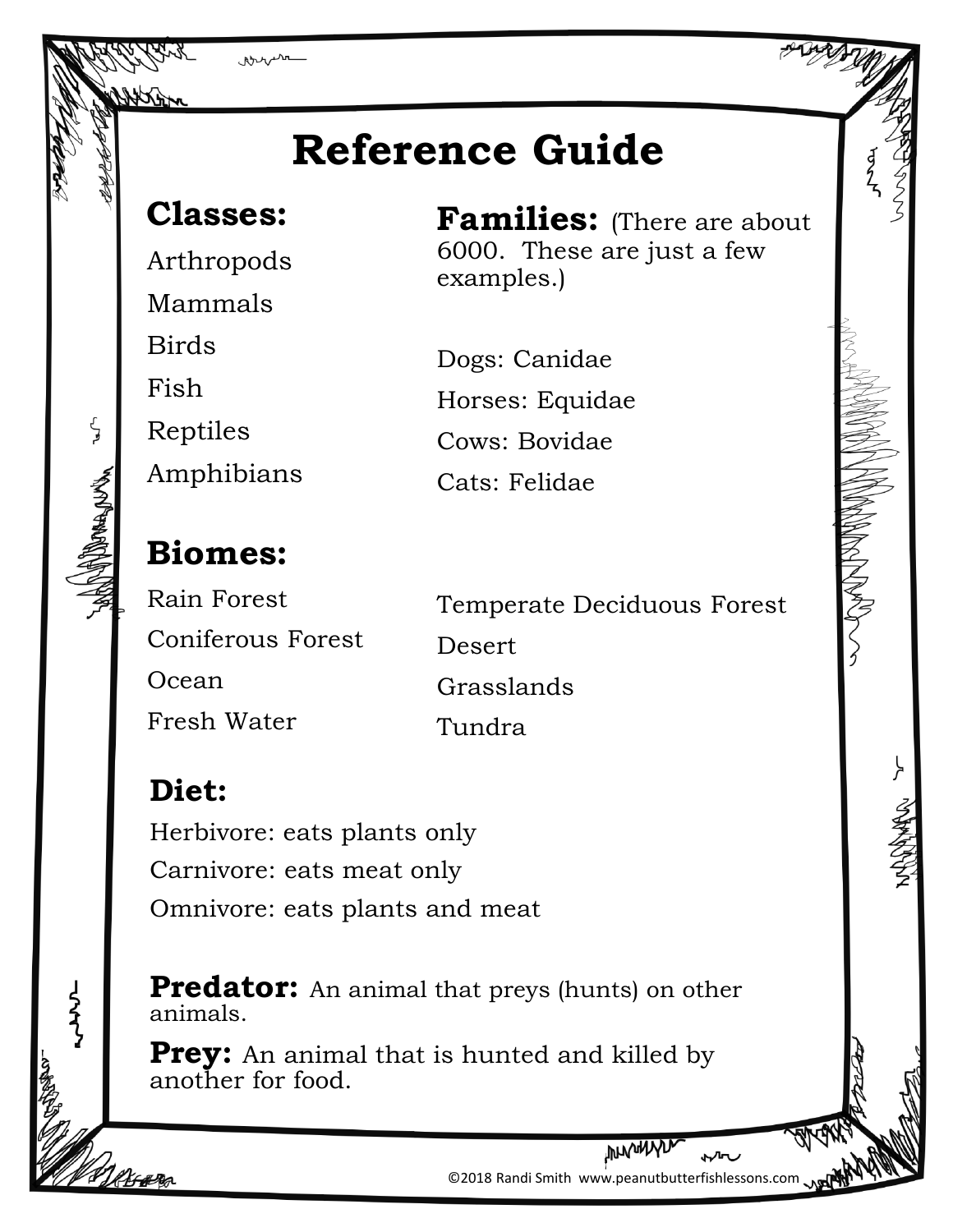# Reference Guide

## Classes:

Arthropods

Mammals

Birds

Fish

Reptiles

Amphibians

## Families: (There are about 6000. These are just a few examples.)

Dogs: Canidae

Horses: Equidae

Cows: Bovidae

Cats: Felidae

## Biomes:

Rain Forest

Coniferous Forest

Ocean

Fresh Water

Temperate Deciduous Forest

Desert

Grasslands

Tundra

## Diet:

Herbivore: eats plants only

Carnivore: eats meat only

Omnivore: eats plants and meat

**Predator:** An animal that preys (hunts) on other animals.

**Prey:** An animal that is hunted and killed by another for food.

©2018 Randi Smith www.peanutbutterfishlessons.com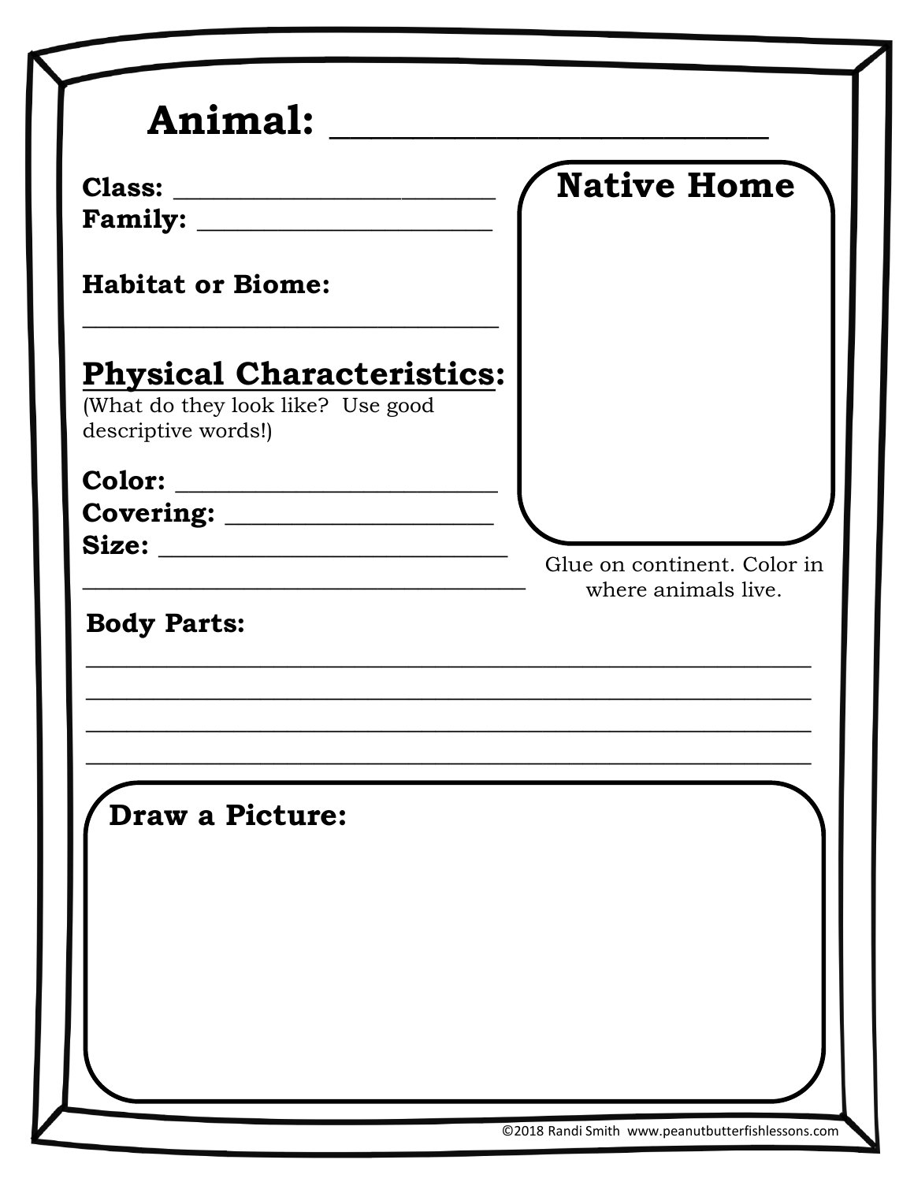# Animal: ______________________

**Class:** ______________________
**Family:** ______________________

**Habitat or Biome:**
______________________________

## Physical Characteristics:

(What do they look like? Use good descriptive words!)

**Color:** ______________________
**Covering:** ______________________
**Size:** ______________________
______________________________

### Native Home

Glue on continent. Color in where animals live.

**Body Parts:**

______________________________________________
______________________________________________
______________________________________________
______________________________________________

**Draw a Picture:**

©2018 Randi Smith www.peanutbutterfishlessons.com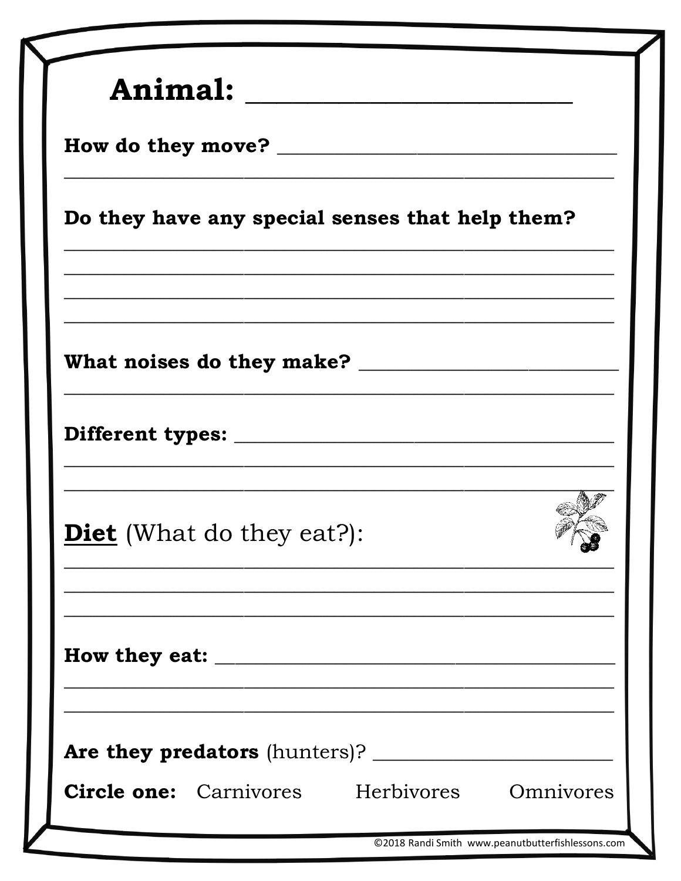# Animal: ______________________

**How do they move?** ______________________________
__________________________________________________

**Do they have any special senses that help them?**
__________________________________________________
__________________________________________________
__________________________________________________
__________________________________________________

**What noises do they make?** ________________________
__________________________________________________

**Different types:** ____________________________________
__________________________________________________
__________________________________________________

**<u>Diet</u>** (What do they eat?):
__________________________________________________
__________________________________________________
__________________________________________________

**How they eat:** ______________________________________
__________________________________________________
__________________________________________________

**Are they predators** (hunters)? ______________________

**Circle one:** Carnivores Herbivores Omnivores

©2018 Randi Smith www.peanutbutterfishlessons.com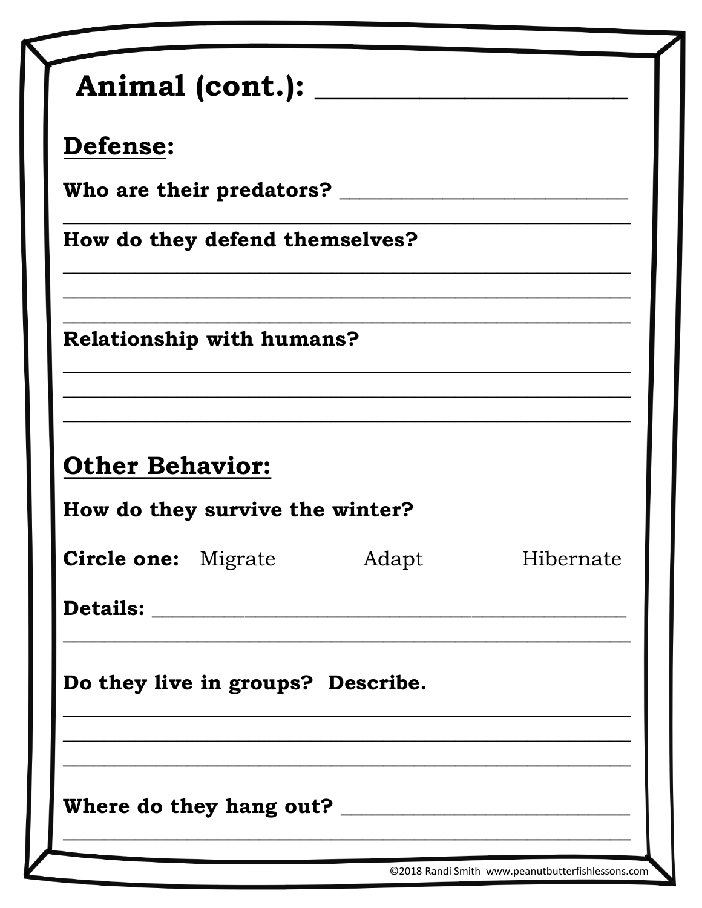# Animal (cont.): ______________________

## Defense:

**Who are their predators?** ______________________________
______________________________________________________

**How do they defend themselves?**
______________________________________________________
______________________________________________________
______________________________________________________

**Relationship with humans?**
______________________________________________________
______________________________________________________
______________________________________________________

## Other Behavior:

**How do they survive the winter?**

**Circle one:** Migrate Adapt Hibernate

**Details:** __________________________________________
______________________________________________________

**Do they live in groups? Describe.**
______________________________________________________
______________________________________________________
______________________________________________________

**Where do they hang out?** ______________________________
______________________________________________________

©2018 Randi Smith www.peanutbutterfishlessons.com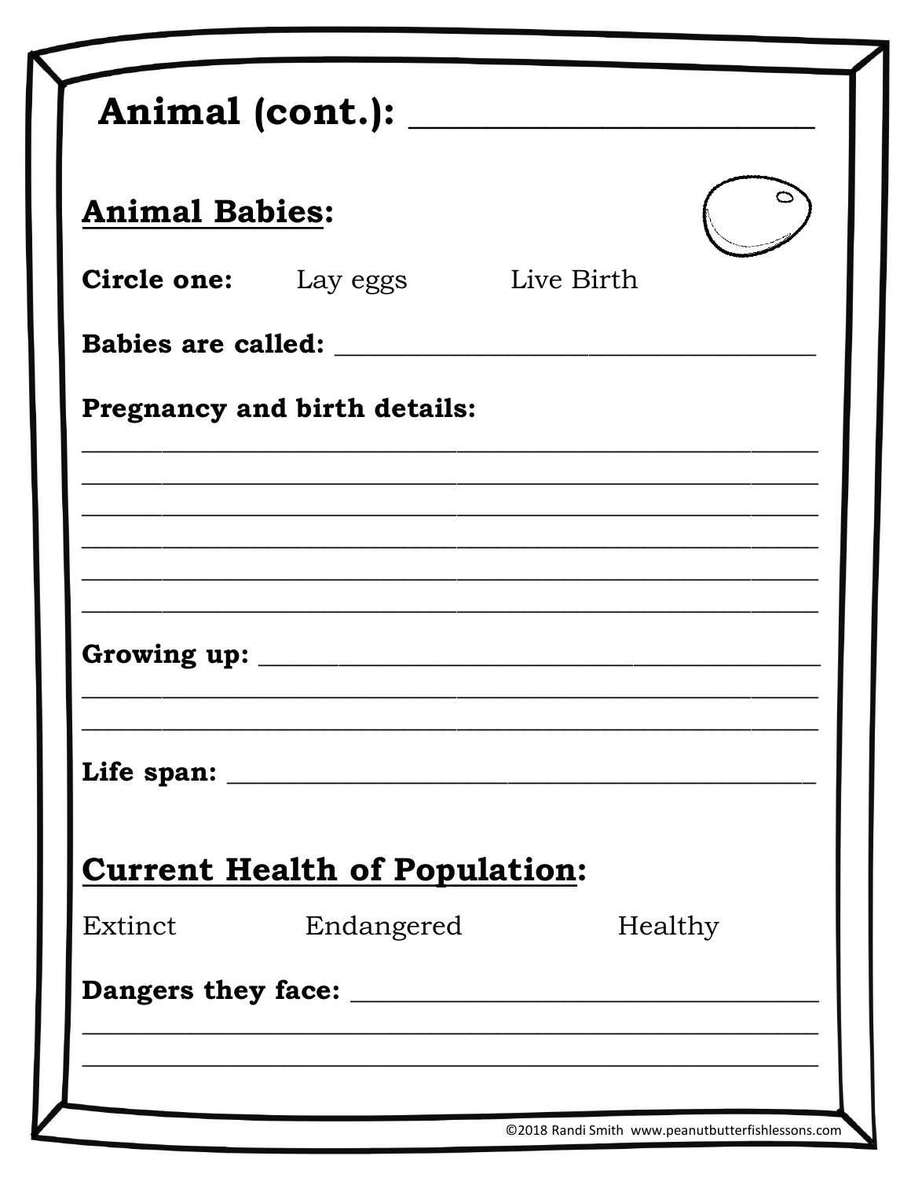# Animal (cont.): ______________________

## Animal Babies:

**Circle one:** Lay eggs Live Birth

**Babies are called:** ________________________________

**Pregnancy and birth details:**

________________________________________________________

________________________________________________________

________________________________________________________

________________________________________________________

________________________________________________________

________________________________________________________

**Growing up:** ______________________________________

________________________________________________________

________________________________________________________

**Life span:** ________________________________________

## Current Health of Population:

Extinct Endangered Healthy

**Dangers they face:** ________________________________

________________________________________________________

________________________________________________________

©2018 Randi Smith www.peanutbutterfishlessons.com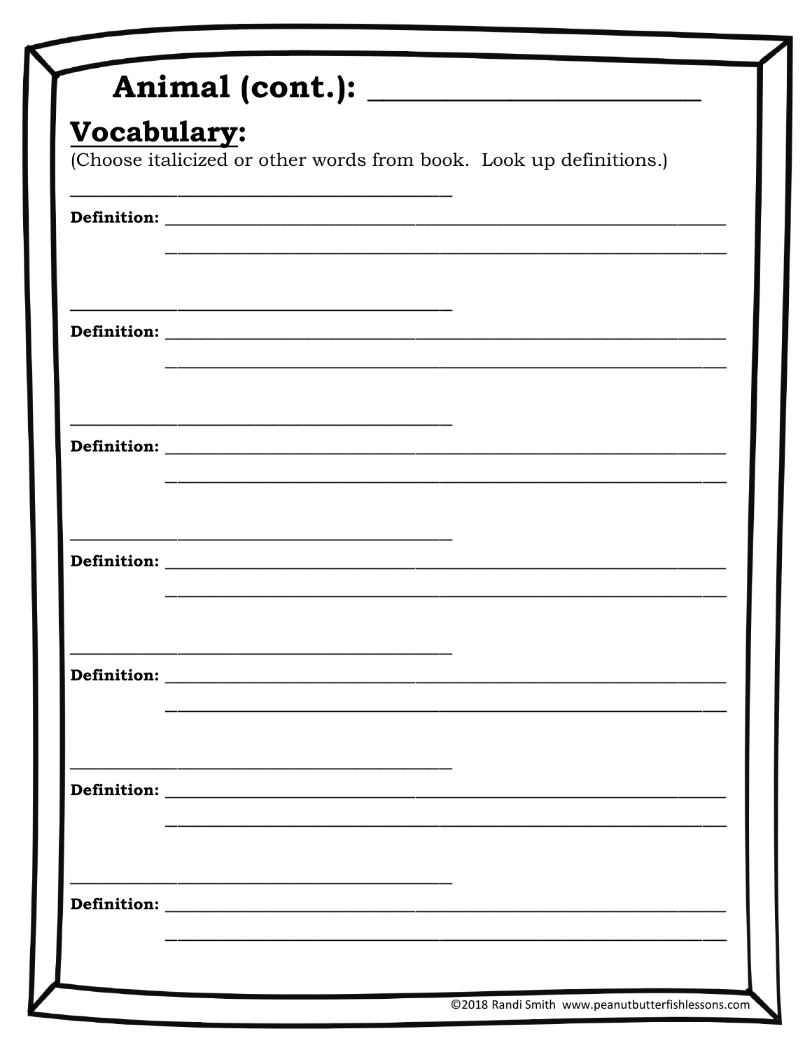# Animal (cont.): ____________________________

## Vocabulary:

(Choose italicized or other words from book. Look up definitions.)

______________________________________________

**Definition:** ______________________________________________________________________

______________________________________________________________________

______________________________________________

**Definition:** ______________________________________________________________________

______________________________________________________________________

______________________________________________

**Definition:** ______________________________________________________________________

______________________________________________________________________

______________________________________________

**Definition:** ______________________________________________________________________

______________________________________________________________________

______________________________________________

**Definition:** ______________________________________________________________________

______________________________________________________________________

______________________________________________

**Definition:** ______________________________________________________________________

______________________________________________________________________

______________________________________________

**Definition:** ______________________________________________________________________

______________________________________________________________________

©2018 Randi Smith www.peanutbutterfishlessons.com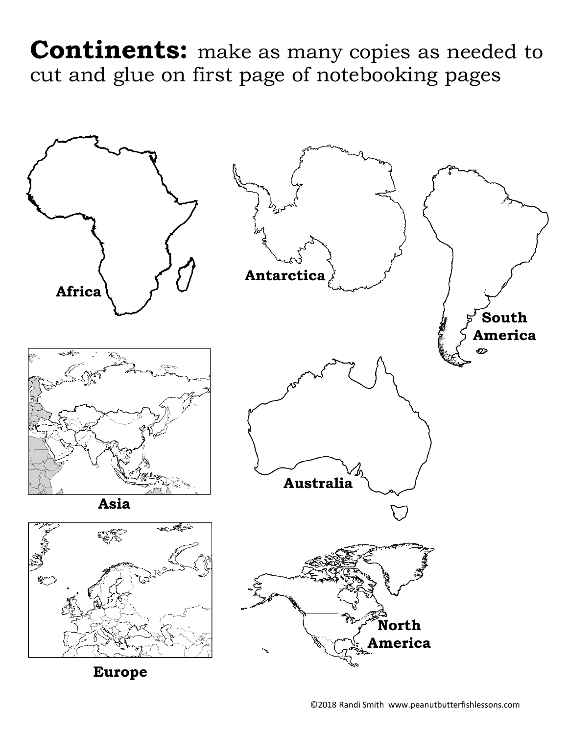**Continents:** make as many copies as needed to cut and glue on first page of notebooking pages

Africa

Antarctica

South America

Asia

Australia

Europe

North America

©2018 Randi Smith www.peanutbutterfishlessons.com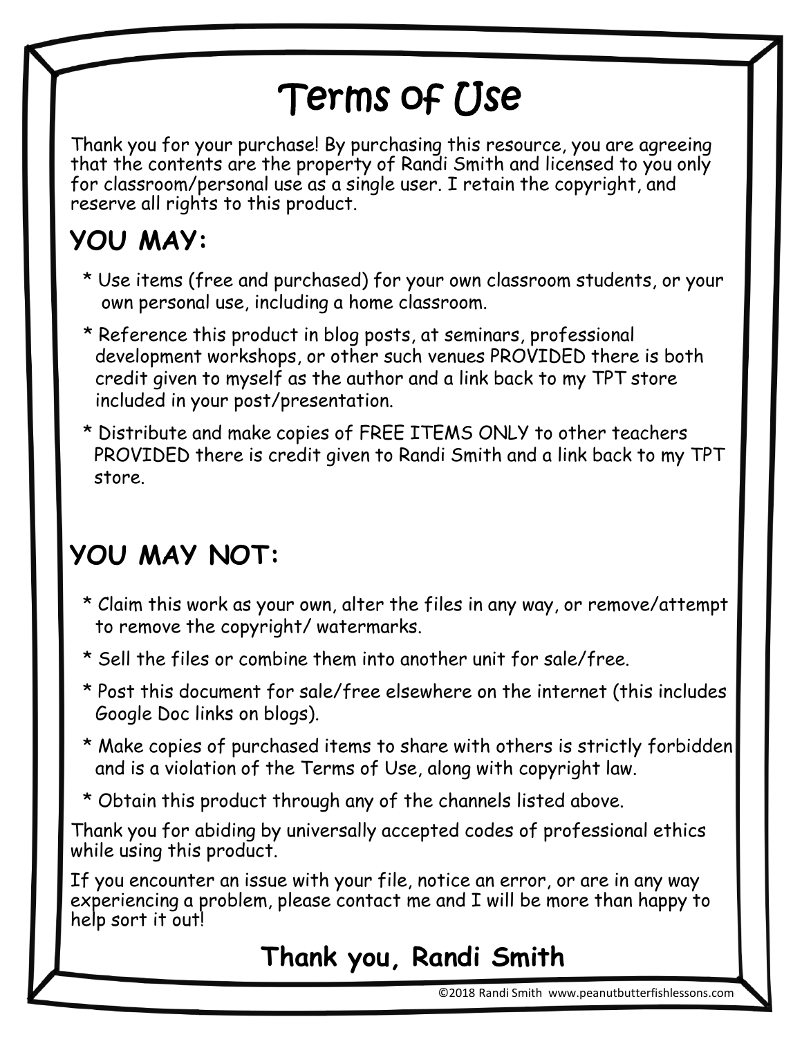# Terms of Use

Thank you for your purchase! By purchasing this resource, you are agreeing that the contents are the property of Randi Smith and licensed to you only for classroom/personal use as a single user. I retain the copyright, and reserve all rights to this product.

## YOU MAY:

* Use items (free and purchased) for your own classroom students, or your own personal use, including a home classroom.
* Reference this product in blog posts, at seminars, professional development workshops, or other such venues PROVIDED there is both credit given to myself as the author and a link back to my TPT store included in your post/presentation.
* Distribute and make copies of FREE ITEMS ONLY to other teachers PROVIDED there is credit given to Randi Smith and a link back to my TPT store.

## YOU MAY NOT:

* Claim this work as your own, alter the files in any way, or remove/attempt to remove the copyright/ watermarks.
* Sell the files or combine them into another unit for sale/free.
* Post this document for sale/free elsewhere on the internet (this includes Google Doc links on blogs).
* Make copies of purchased items to share with others is strictly forbidden and is a violation of the Terms of Use, along with copyright law.
* Obtain this product through any of the channels listed above.

Thank you for abiding by universally accepted codes of professional ethics while using this product.

If you encounter an issue with your file, notice an error, or are in any way experiencing a problem, please contact me and I will be more than happy to help sort it out!

**Thank you, Randi Smith**

©2018 Randi Smith www.peanutbutterfishlessons.com